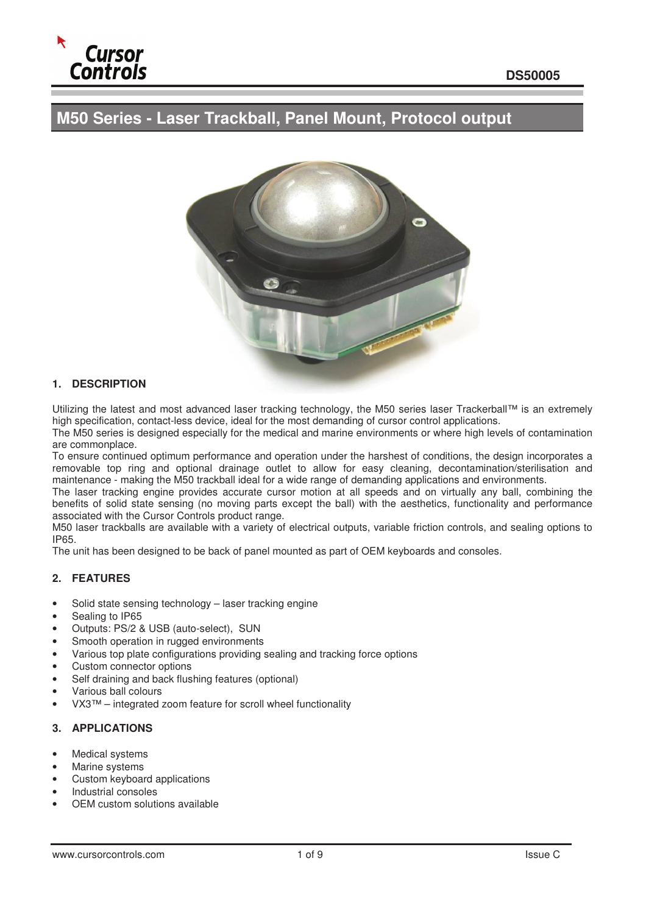# M50 Series - Laser Trackball, Panel Mount, Protocol output

## 1. DESCRIPTION

Utilizing the latest and most advanced laser tracking technology, the M50 series laser Trackerball™ is an extremely high specification, contact-less device, ideal for the most demanding of cursor control applications.

The M50 series is designed especially for the medical and marine environments or where high levels of contamination are commonplace.

To ensure continued optimum performance and operation under the harshest of conditions, the design incorporates a removable top ring and optional drainage outlet to allow for easy cleaning, decontamination/sterilisation and maintenance - making the M50 trackball ideal for a wide range of demanding applications and environments.

The laser tracking engine provides accurate cursor motion at all speeds and on virtually any ball, combining the benefits of solid state sensing (no moving parts except the ball) with the aesthetics, functionality and performance associated with the Cursor Controls product range.

M50 laser trackballs are available with a variety of electrical outputs, variable friction controls, and sealing options to IP65.

The unit has been designed to be back of panel mounted as part of OEM keyboards and consoles.

## 2. FEATURES

- Solid state sensing technology – laser tracking engine
- Sealing to IP65
- Outputs: PS/2 & USB (auto-select), SUN
- Smooth operation in rugged environments
- Various top plate configurations providing sealing and tracking force options
- Custom connector options
- Self draining and back flushing features (optional)
- Various ball colours
- VX3™ – integrated zoom feature for scroll wheel functionality

## 3. APPLICATIONS

- Medical systems
- Marine systems
- Custom keyboard applications
- Industrial consoles
- OEM custom solutions available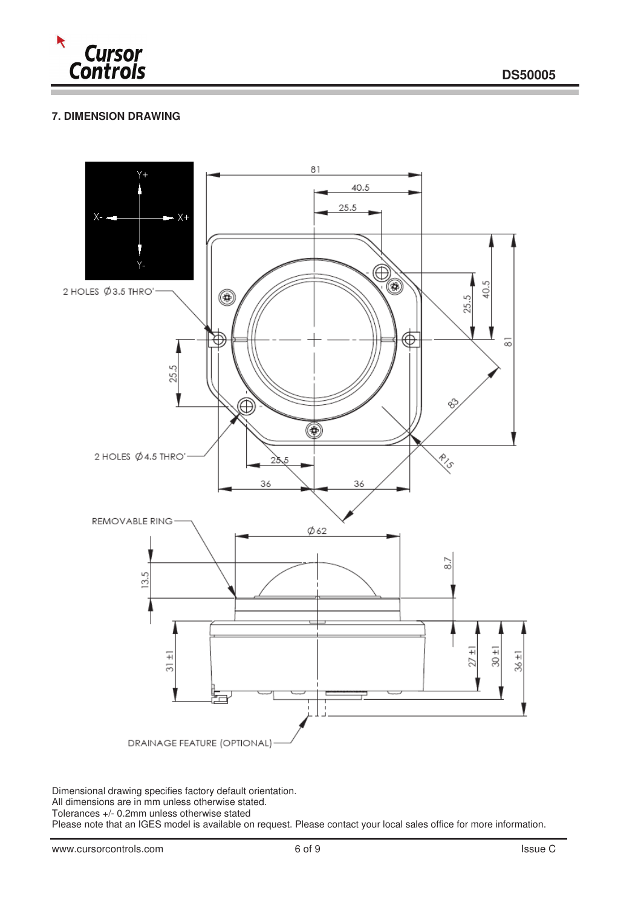## 7. DIMENSION DRAWING

Dimensional drawing specifies factory default orientation.
All dimensions are in mm unless otherwise stated.
Tolerances +/- 0.2mm unless otherwise stated
Please note that an IGES model is available on request. Please contact your local sales office for more information.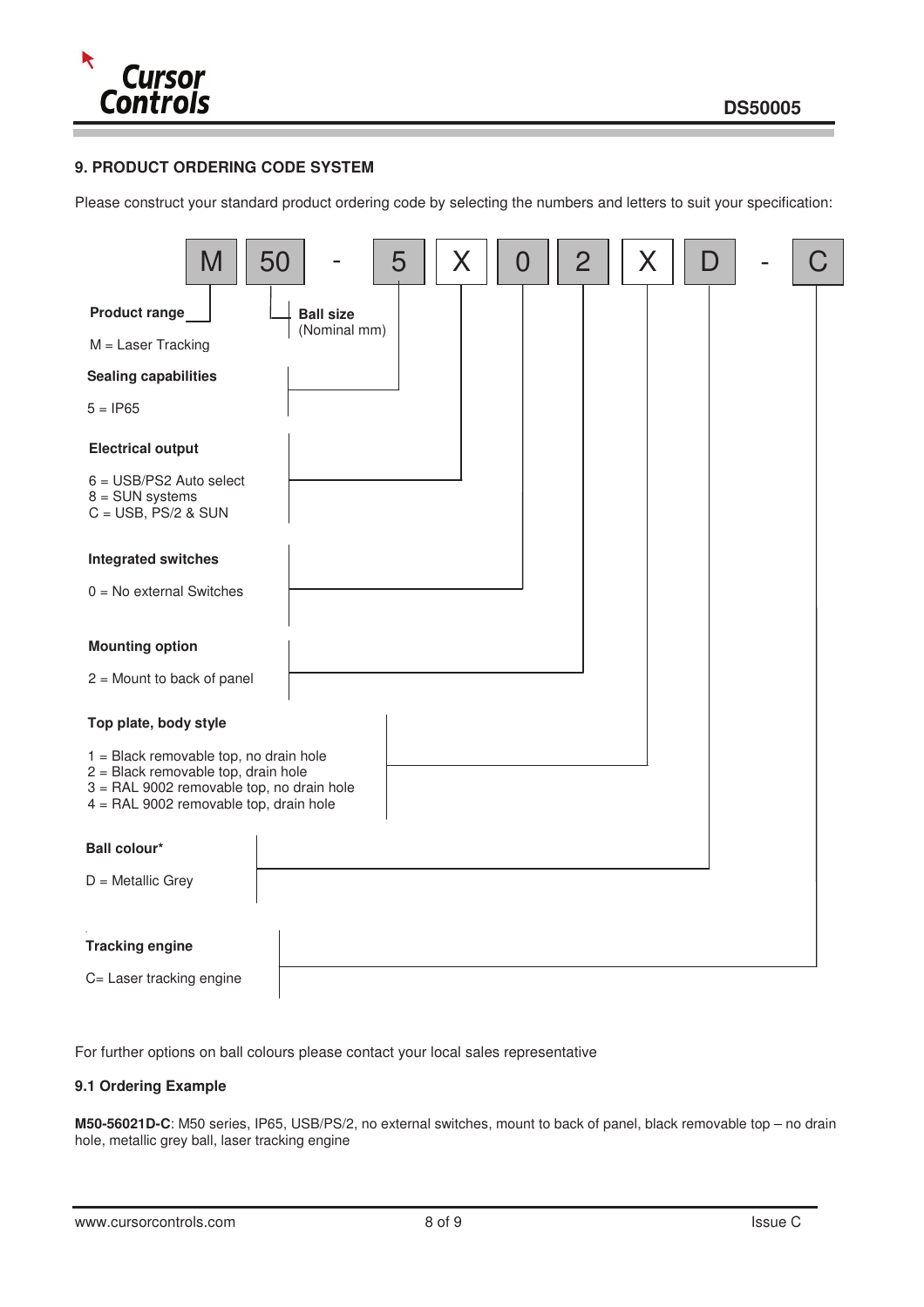## 9. PRODUCT ORDERING CODE SYSTEM

Please construct your standard product ordering code by selecting the numbers and letters to suit your specification:

M | 50 | - | 5 | X | 0 | 2 | X | D | - | C

**Product range**

M = Laser Tracking

**Ball size**
(Nominal mm)

**Sealing capabilities**

5 = IP65

**Electrical output**

6 = USB/PS2 Auto select
8 = SUN systems
C = USB, PS/2 & SUN

**Integrated switches**

0 = No external Switches

**Mounting option**

2 = Mount to back of panel

**Top plate, body style**

1 = Black removable top, no drain hole
2 = Black removable top, drain hole
3 = RAL 9002 removable top, no drain hole
4 = RAL 9002 removable top, drain hole

**Ball colour***

D = Metallic Grey

**Tracking engine**

C= Laser tracking engine

For further options on ball colours please contact your local sales representative

### 9.1 Ordering Example

**M50-56021D-C**: M50 series, IP65, USB/PS/2, no external switches, mount to back of panel, black removable top – no drain hole, metallic grey ball, laser tracking engine